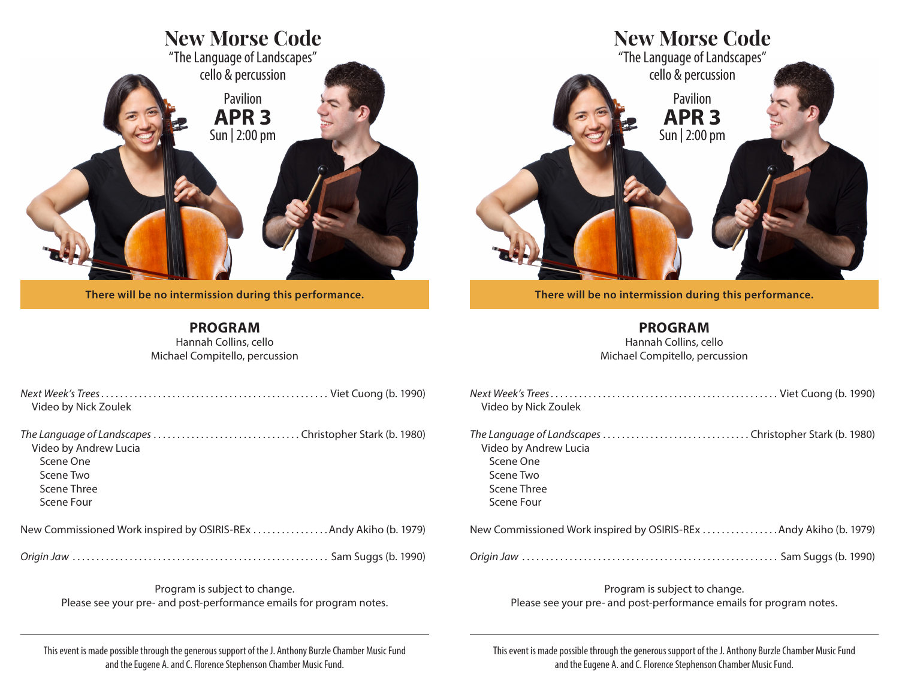# New Morse Code

"The Language of Landscapes"
cello & percussion

Pavilion
**APR 3**
Sun | 2:00 pm

**There will be no intermission during this performance.**

## PROGRAM

Hannah Collins, cello
Michael Compitello, percussion

*Next Week's Trees* ................................................ Viet Cuong (b. 1990)
Video by Nick Zoulek

*The Language of Landscapes* .............................. Christopher Stark (b. 1980)
Video by Andrew Lucia
- Scene One
- Scene Two
- Scene Three
- Scene Four

New Commissioned Work inspired by OSIRIS-REx ................ Andy Akiho (b. 1979)

*Origin Jaw* ..................................................... Sam Suggs (b. 1990)

Program is subject to change.
Please see your pre- and post-performance emails for program notes.

---

This event is made possible through the generous support of the J. Anthony Burzle Chamber Music Fund and the Eugene A. and C. Florence Stephenson Chamber Music Fund.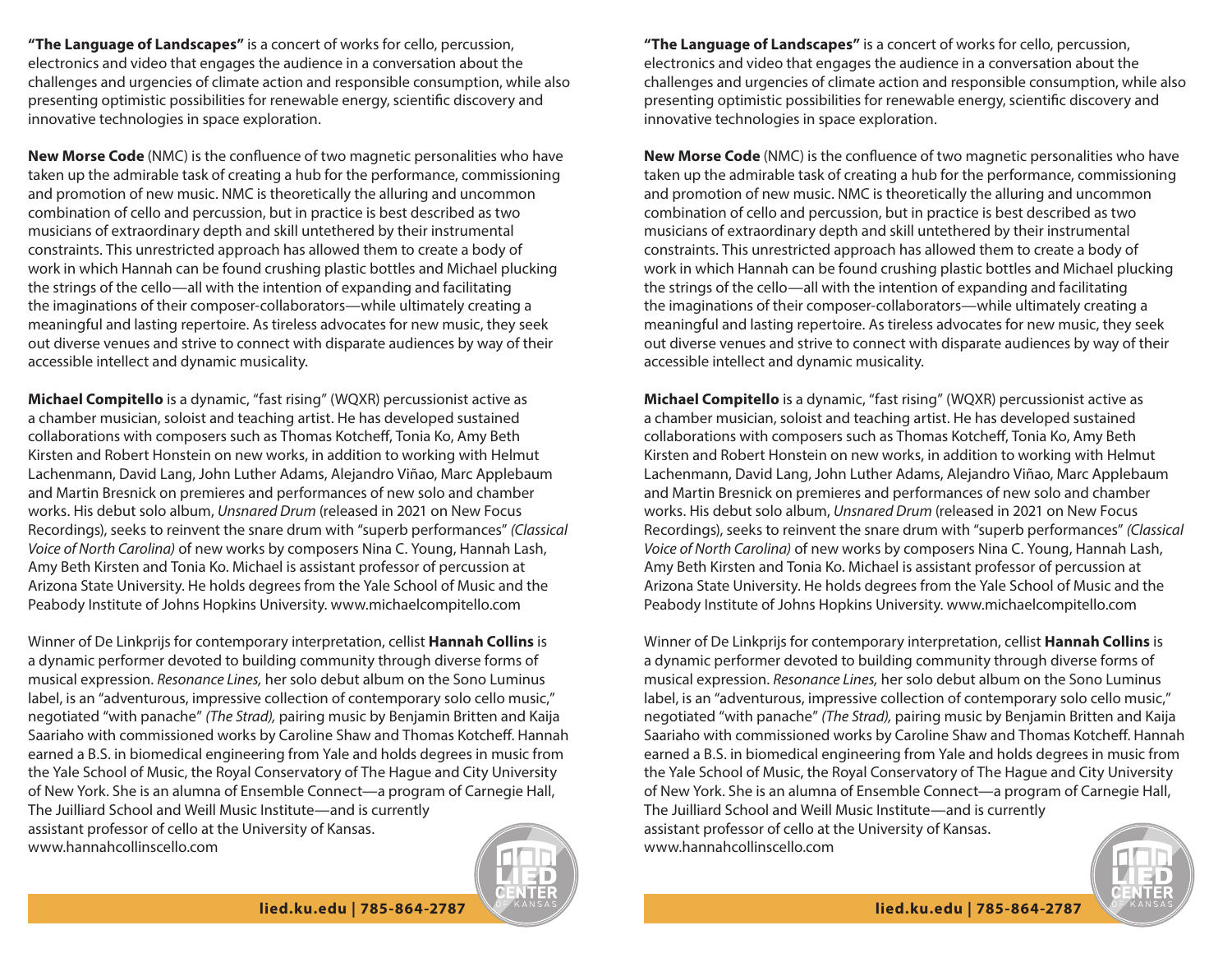**"The Language of Landscapes"** is a concert of works for cello, percussion, electronics and video that engages the audience in a conversation about the challenges and urgencies of climate action and responsible consumption, while also presenting optimistic possibilities for renewable energy, scientific discovery and innovative technologies in space exploration.

**New Morse Code** (NMC) is the confluence of two magnetic personalities who have taken up the admirable task of creating a hub for the performance, commissioning and promotion of new music. NMC is theoretically the alluring and uncommon combination of cello and percussion, but in practice is best described as two musicians of extraordinary depth and skill untethered by their instrumental constraints. This unrestricted approach has allowed them to create a body of work in which Hannah can be found crushing plastic bottles and Michael plucking the strings of the cello—all with the intention of expanding and facilitating the imaginations of their composer-collaborators—while ultimately creating a meaningful and lasting repertoire. As tireless advocates for new music, they seek out diverse venues and strive to connect with disparate audiences by way of their accessible intellect and dynamic musicality.

**Michael Compitello** is a dynamic, "fast rising" (WQXR) percussionist active as a chamber musician, soloist and teaching artist. He has developed sustained collaborations with composers such as Thomas Kotcheff, Tonia Ko, Amy Beth Kirsten and Robert Honstein on new works, in addition to working with Helmut Lachenmann, David Lang, John Luther Adams, Alejandro Viñao, Marc Applebaum and Martin Bresnick on premieres and performances of new solo and chamber works. His debut solo album, *Unsnared Drum* (released in 2021 on New Focus Recordings), seeks to reinvent the snare drum with "superb performances" *(Classical Voice of North Carolina)* of new works by composers Nina C. Young, Hannah Lash, Amy Beth Kirsten and Tonia Ko. Michael is assistant professor of percussion at Arizona State University. He holds degrees from the Yale School of Music and the Peabody Institute of Johns Hopkins University. www.michaelcompitello.com

Winner of De Linkprijs for contemporary interpretation, cellist **Hannah Collins** is a dynamic performer devoted to building community through diverse forms of musical expression. *Resonance Lines,* her solo debut album on the Sono Luminus label, is an "adventurous, impressive collection of contemporary solo cello music," negotiated "with panache" *(The Strad),* pairing music by Benjamin Britten and Kaija Saariaho with commissioned works by Caroline Shaw and Thomas Kotcheff. Hannah earned a B.S. in biomedical engineering from Yale and holds degrees in music from the Yale School of Music, the Royal Conservatory of The Hague and City University of New York. She is an alumna of Ensemble Connect—a program of Carnegie Hall, The Juilliard School and Weill Music Institute—and is currently assistant professor of cello at the University of Kansas. www.hannahcollinscello.com

**"The Language of Landscapes"** is a concert of works for cello, percussion, electronics and video that engages the audience in a conversation about the challenges and urgencies of climate action and responsible consumption, while also presenting optimistic possibilities for renewable energy, scientific discovery and innovative technologies in space exploration.

**New Morse Code** (NMC) is the confluence of two magnetic personalities who have taken up the admirable task of creating a hub for the performance, commissioning and promotion of new music. NMC is theoretically the alluring and uncommon combination of cello and percussion, but in practice is best described as two musicians of extraordinary depth and skill untethered by their instrumental constraints. This unrestricted approach has allowed them to create a body of work in which Hannah can be found crushing plastic bottles and Michael plucking the strings of the cello—all with the intention of expanding and facilitating the imaginations of their composer-collaborators—while ultimately creating a meaningful and lasting repertoire. As tireless advocates for new music, they seek out diverse venues and strive to connect with disparate audiences by way of their accessible intellect and dynamic musicality.

**Michael Compitello** is a dynamic, "fast rising" (WQXR) percussionist active as a chamber musician, soloist and teaching artist. He has developed sustained collaborations with composers such as Thomas Kotcheff, Tonia Ko, Amy Beth Kirsten and Robert Honstein on new works, in addition to working with Helmut Lachenmann, David Lang, John Luther Adams, Alejandro Viñao, Marc Applebaum and Martin Bresnick on premieres and performances of new solo and chamber works. His debut solo album, *Unsnared Drum* (released in 2021 on New Focus Recordings), seeks to reinvent the snare drum with "superb performances" *(Classical Voice of North Carolina)* of new works by composers Nina C. Young, Hannah Lash, Amy Beth Kirsten and Tonia Ko. Michael is assistant professor of percussion at Arizona State University. He holds degrees from the Yale School of Music and the Peabody Institute of Johns Hopkins University. www.michaelcompitello.com

Winner of De Linkprijs for contemporary interpretation, cellist **Hannah Collins** is a dynamic performer devoted to building community through diverse forms of musical expression. *Resonance Lines,* her solo debut album on the Sono Luminus label, is an "adventurous, impressive collection of contemporary solo cello music," negotiated "with panache" *(The Strad),* pairing music by Benjamin Britten and Kaija Saariaho with commissioned works by Caroline Shaw and Thomas Kotcheff. Hannah earned a B.S. in biomedical engineering from Yale and holds degrees in music from the Yale School of Music, the Royal Conservatory of The Hague and City University of New York. She is an alumna of Ensemble Connect—a program of Carnegie Hall, The Juilliard School and Weill Music Institute—and is currently assistant professor of cello at the University of Kansas. www.hannahcollinscello.com